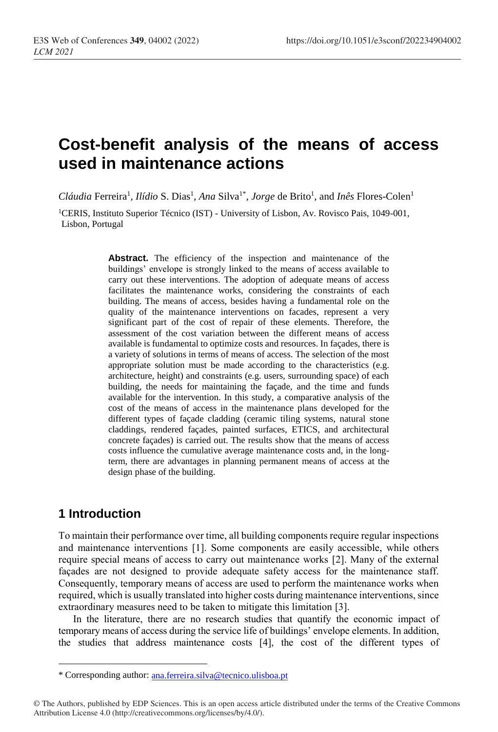# Cost-benefit analysis of the means of access used in maintenance actions

*Cláudia* Ferreira[1], *Ilídio* S. Dias[1], *Ana* Silva[1*], *Jorge* de Brito[1], and *Inês* Flores-Colen[1]

[1]CERIS, Instituto Superior Técnico (IST) - University of Lisbon, Av. Rovisco Pais, 1049-001, Lisbon, Portugal

**Abstract.** The efficiency of the inspection and maintenance of the buildings' envelope is strongly linked to the means of access available to carry out these interventions. The adoption of adequate means of access facilitates the maintenance works, considering the constraints of each building. The means of access, besides having a fundamental role on the quality of the maintenance interventions on facades, represent a very significant part of the cost of repair of these elements. Therefore, the assessment of the cost variation between the different means of access available is fundamental to optimize costs and resources. In façades, there is a variety of solutions in terms of means of access. The selection of the most appropriate solution must be made according to the characteristics (e.g. architecture, height) and constraints (e.g. users, surrounding space) of each building, the needs for maintaining the façade, and the time and funds available for the intervention. In this study, a comparative analysis of the cost of the means of access in the maintenance plans developed for the different types of façade cladding (ceramic tiling systems, natural stone claddings, rendered façades, painted surfaces, ETICS, and architectural concrete façades) is carried out. The results show that the means of access costs influence the cumulative average maintenance costs and, in the long-term, there are advantages in planning permanent means of access at the design phase of the building.

## 1 Introduction

To maintain their performance over time, all building components require regular inspections and maintenance interventions [1]. Some components are easily accessible, while others require special means of access to carry out maintenance works [2]. Many of the external façades are not designed to provide adequate safety access for the maintenance staff. Consequently, temporary means of access are used to perform the maintenance works when required, which is usually translated into higher costs during maintenance interventions, since extraordinary measures need to be taken to mitigate this limitation [3].

In the literature, there are no research studies that quantify the economic impact of temporary means of access during the service life of buildings' envelope elements. In addition, the studies that address maintenance costs [4], the cost of the different types of

* Corresponding author: ana.ferreira.silva@tecnico.ulisboa.pt

© The Authors, published by EDP Sciences. This is an open access article distributed under the terms of the Creative Commons Attribution License 4.0 (http://creativecommons.org/licenses/by/4.0/).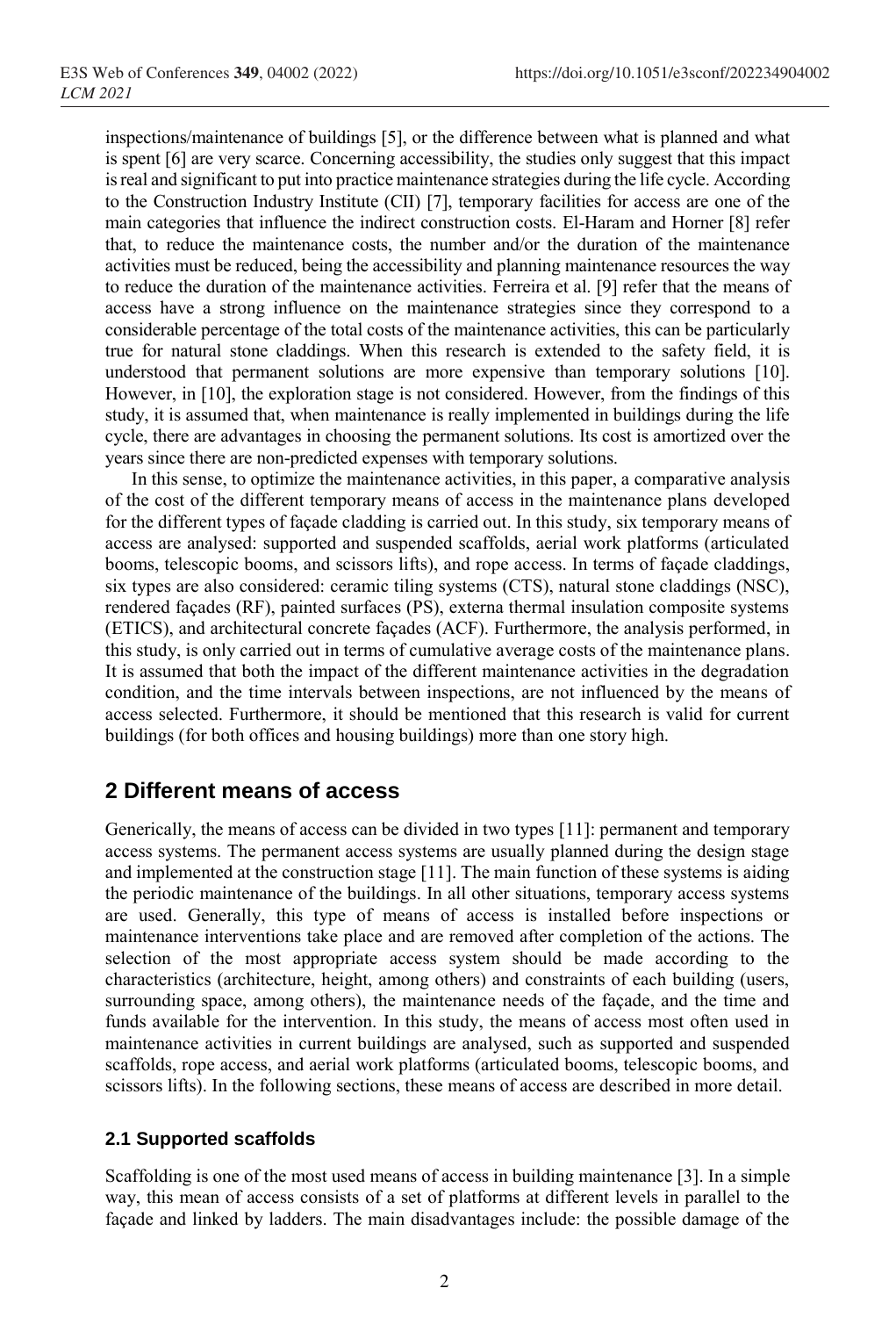inspections/maintenance of buildings [5], or the difference between what is planned and what is spent [6] are very scarce. Concerning accessibility, the studies only suggest that this impact is real and significant to put into practice maintenance strategies during the life cycle. According to the Construction Industry Institute (CII) [7], temporary facilities for access are one of the main categories that influence the indirect construction costs. El-Haram and Horner [8] refer that, to reduce the maintenance costs, the number and/or the duration of the maintenance activities must be reduced, being the accessibility and planning maintenance resources the way to reduce the duration of the maintenance activities. Ferreira et al. [9] refer that the means of access have a strong influence on the maintenance strategies since they correspond to a considerable percentage of the total costs of the maintenance activities, this can be particularly true for natural stone claddings. When this research is extended to the safety field, it is understood that permanent solutions are more expensive than temporary solutions [10]. However, in [10], the exploration stage is not considered. However, from the findings of this study, it is assumed that, when maintenance is really implemented in buildings during the life cycle, there are advantages in choosing the permanent solutions. Its cost is amortized over the years since there are non-predicted expenses with temporary solutions.

In this sense, to optimize the maintenance activities, in this paper, a comparative analysis of the cost of the different temporary means of access in the maintenance plans developed for the different types of façade cladding is carried out. In this study, six temporary means of access are analysed: supported and suspended scaffolds, aerial work platforms (articulated booms, telescopic booms, and scissors lifts), and rope access. In terms of façade claddings, six types are also considered: ceramic tiling systems (CTS), natural stone claddings (NSC), rendered façades (RF), painted surfaces (PS), externa thermal insulation composite systems (ETICS), and architectural concrete façades (ACF). Furthermore, the analysis performed, in this study, is only carried out in terms of cumulative average costs of the maintenance plans. It is assumed that both the impact of the different maintenance activities in the degradation condition, and the time intervals between inspections, are not influenced by the means of access selected. Furthermore, it should be mentioned that this research is valid for current buildings (for both offices and housing buildings) more than one story high.

## 2 Different means of access

Generically, the means of access can be divided in two types [11]: permanent and temporary access systems. The permanent access systems are usually planned during the design stage and implemented at the construction stage [11]. The main function of these systems is aiding the periodic maintenance of the buildings. In all other situations, temporary access systems are used. Generally, this type of means of access is installed before inspections or maintenance interventions take place and are removed after completion of the actions. The selection of the most appropriate access system should be made according to the characteristics (architecture, height, among others) and constraints of each building (users, surrounding space, among others), the maintenance needs of the façade, and the time and funds available for the intervention. In this study, the means of access most often used in maintenance activities in current buildings are analysed, such as supported and suspended scaffolds, rope access, and aerial work platforms (articulated booms, telescopic booms, and scissors lifts). In the following sections, these means of access are described in more detail.

### 2.1 Supported scaffolds

Scaffolding is one of the most used means of access in building maintenance [3]. In a simple way, this mean of access consists of a set of platforms at different levels in parallel to the façade and linked by ladders. The main disadvantages include: the possible damage of the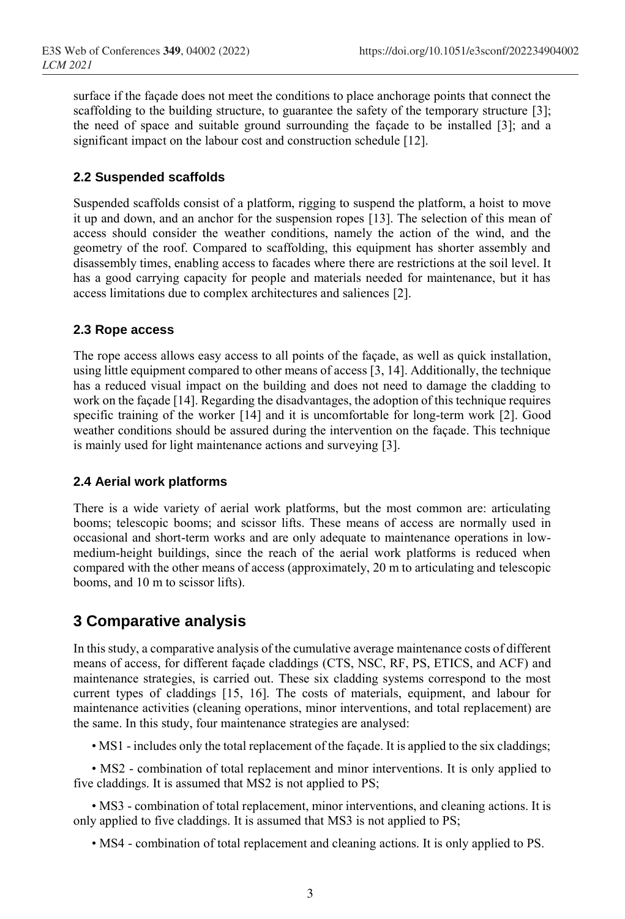surface if the façade does not meet the conditions to place anchorage points that connect the scaffolding to the building structure, to guarantee the safety of the temporary structure [3]; the need of space and suitable ground surrounding the façade to be installed [3]; and a significant impact on the labour cost and construction schedule [12].

### 2.2 Suspended scaffolds

Suspended scaffolds consist of a platform, rigging to suspend the platform, a hoist to move it up and down, and an anchor for the suspension ropes [13]. The selection of this mean of access should consider the weather conditions, namely the action of the wind, and the geometry of the roof. Compared to scaffolding, this equipment has shorter assembly and disassembly times, enabling access to facades where there are restrictions at the soil level. It has a good carrying capacity for people and materials needed for maintenance, but it has access limitations due to complex architectures and saliences [2].

### 2.3 Rope access

The rope access allows easy access to all points of the façade, as well as quick installation, using little equipment compared to other means of access [3, 14]. Additionally, the technique has a reduced visual impact on the building and does not need to damage the cladding to work on the façade [14]. Regarding the disadvantages, the adoption of this technique requires specific training of the worker [14] and it is uncomfortable for long-term work [2]. Good weather conditions should be assured during the intervention on the façade. This technique is mainly used for light maintenance actions and surveying [3].

### 2.4 Aerial work platforms

There is a wide variety of aerial work platforms, but the most common are: articulating booms; telescopic booms; and scissor lifts. These means of access are normally used in occasional and short-term works and are only adequate to maintenance operations in low-medium-height buildings, since the reach of the aerial work platforms is reduced when compared with the other means of access (approximately, 20 m to articulating and telescopic booms, and 10 m to scissor lifts).

## 3 Comparative analysis

In this study, a comparative analysis of the cumulative average maintenance costs of different means of access, for different façade claddings (CTS, NSC, RF, PS, ETICS, and ACF) and maintenance strategies, is carried out. These six cladding systems correspond to the most current types of claddings [15, 16]. The costs of materials, equipment, and labour for maintenance activities (cleaning operations, minor interventions, and total replacement) are the same. In this study, four maintenance strategies are analysed:

- MS1 - includes only the total replacement of the façade. It is applied to the six claddings;
- MS2 - combination of total replacement and minor interventions. It is only applied to five claddings. It is assumed that MS2 is not applied to PS;
- MS3 - combination of total replacement, minor interventions, and cleaning actions. It is only applied to five claddings. It is assumed that MS3 is not applied to PS;
- MS4 - combination of total replacement and cleaning actions. It is only applied to PS.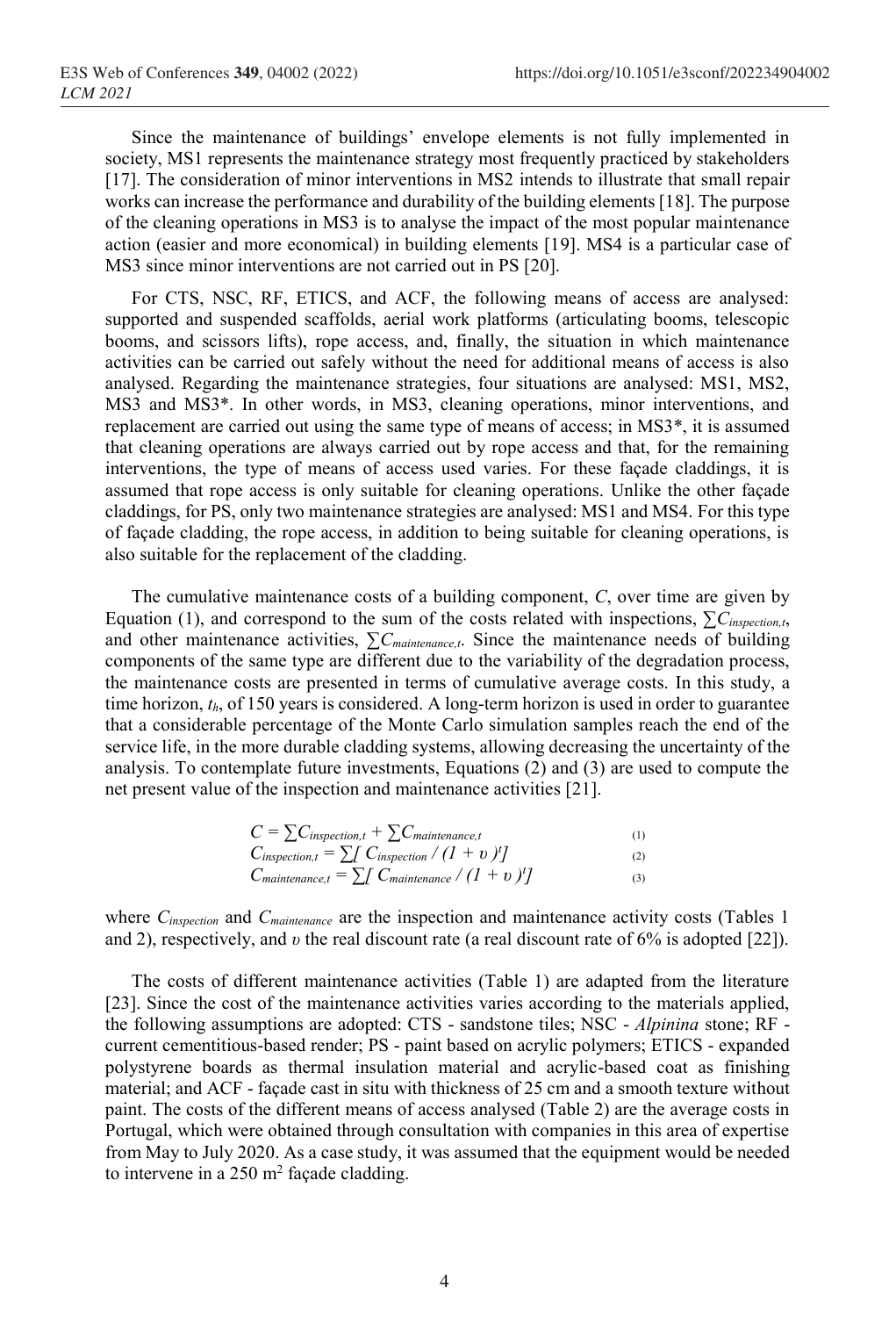Since the maintenance of buildings' envelope elements is not fully implemented in society, MS1 represents the maintenance strategy most frequently practiced by stakeholders [17]. The consideration of minor interventions in MS2 intends to illustrate that small repair works can increase the performance and durability of the building elements [18]. The purpose of the cleaning operations in MS3 is to analyse the impact of the most popular maintenance action (easier and more economical) in building elements [19]. MS4 is a particular case of MS3 since minor interventions are not carried out in PS [20].

For CTS, NSC, RF, ETICS, and ACF, the following means of access are analysed: supported and suspended scaffolds, aerial work platforms (articulating booms, telescopic booms, and scissors lifts), rope access, and, finally, the situation in which maintenance activities can be carried out safely without the need for additional means of access is also analysed. Regarding the maintenance strategies, four situations are analysed: MS1, MS2, MS3 and MS3*. In other words, in MS3, cleaning operations, minor interventions, and replacement are carried out using the same type of means of access; in MS3*, it is assumed that cleaning operations are always carried out by rope access and that, for the remaining interventions, the type of means of access used varies. For these façade claddings, it is assumed that rope access is only suitable for cleaning operations. Unlike the other façade claddings, for PS, only two maintenance strategies are analysed: MS1 and MS4. For this type of façade cladding, the rope access, in addition to being suitable for cleaning operations, is also suitable for the replacement of the cladding.

The cumulative maintenance costs of a building component, $C$, over time are given by Equation (1), and correspond to the sum of the costs related with inspections, $\sum C_{inspection,t}$, and other maintenance activities, $\sum C_{maintenance,t}$. Since the maintenance needs of building components of the same type are different due to the variability of the degradation process, the maintenance costs are presented in terms of cumulative average costs. In this study, a time horizon, $t_h$, of 150 years is considered. A long-term horizon is used in order to guarantee that a considerable percentage of the Monte Carlo simulation samples reach the end of the service life, in the more durable cladding systems, allowing decreasing the uncertainty of the analysis. To contemplate future investments, Equations (2) and (3) are used to compute the net present value of the inspection and maintenance activities [21].

$$C = \sum C_{inspection,t} + \sum C_{maintenance,t} \quad (1)$$

$$C_{inspection,t} = \sum [\, C_{inspection} / (1 + \upsilon)^t ] \quad (2)$$

$$C_{maintenance,t} = \sum [\, C_{maintenance} / (1 + \upsilon)^t ] \quad (3)$$

where $C_{inspection}$ and $C_{maintenance}$ are the inspection and maintenance activity costs (Tables 1 and 2), respectively, and $\upsilon$ the real discount rate (a real discount rate of 6% is adopted [22]).

The costs of different maintenance activities (Table 1) are adapted from the literature [23]. Since the cost of the maintenance activities varies according to the materials applied, the following assumptions are adopted: CTS - sandstone tiles; NSC - *Alpinina* stone; RF - current cementitious-based render; PS - paint based on acrylic polymers; ETICS - expanded polystyrene boards as thermal insulation material and acrylic-based coat as finishing material; and ACF - façade cast in situ with thickness of 25 cm and a smooth texture without paint. The costs of the different means of access analysed (Table 2) are the average costs in Portugal, which were obtained through consultation with companies in this area of expertise from May to July 2020. As a case study, it was assumed that the equipment would be needed to intervene in a 250 m$^2$ façade cladding.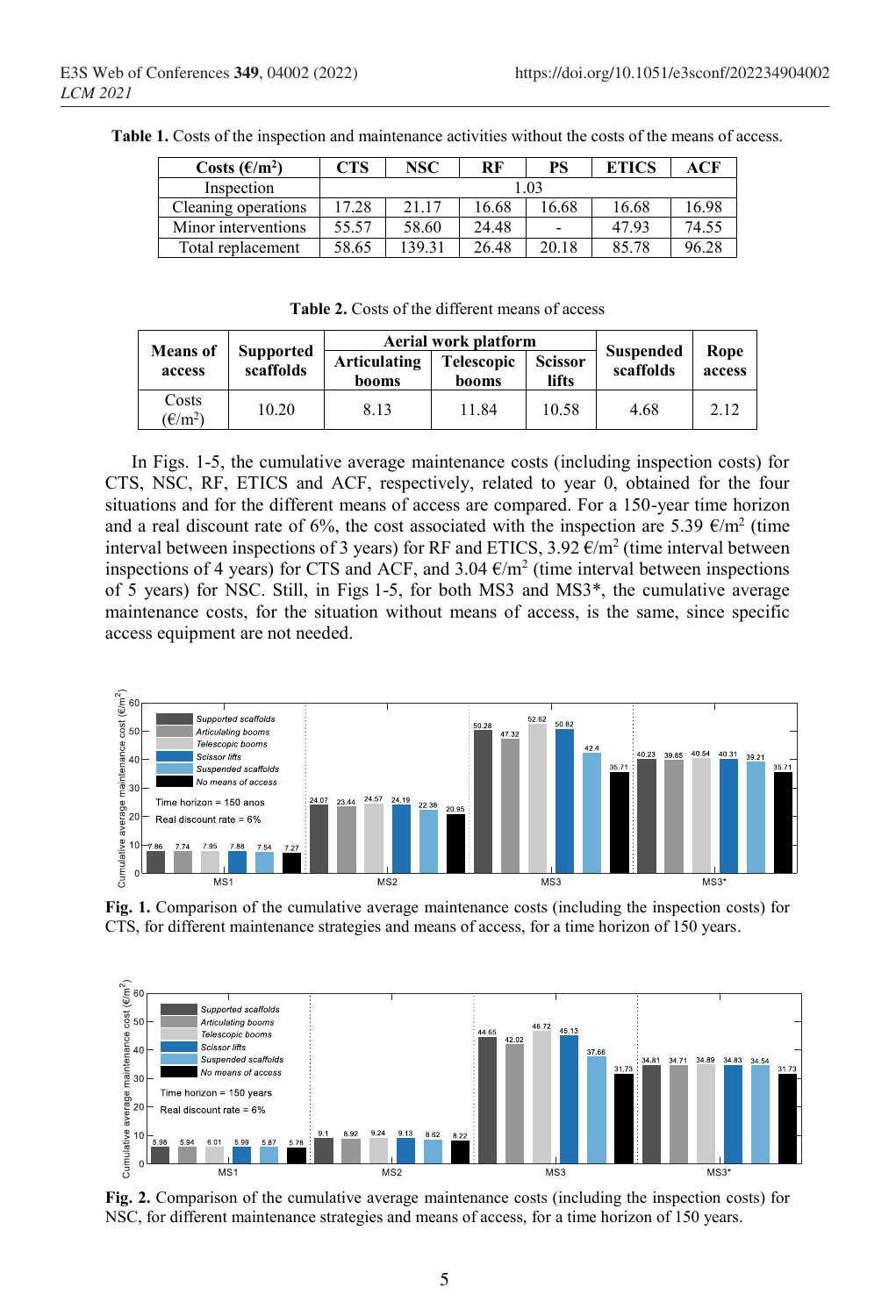**Table 1.** Costs of the inspection and maintenance activities without the costs of the means of access.

| Costs (€/m²) | CTS | NSC | RF | PS | ETICS | ACF |
|---|---|---|---|---|---|---|
| Inspection | 1.03 | | | | | |
| Cleaning operations | 17.28 | 21.17 | 16.68 | 16.68 | 16.68 | 16.98 |
| Minor interventions | 55.57 | 58.60 | 24.48 | - | 47.93 | 74.55 |
| Total replacement | 58.65 | 139.31 | 26.48 | 20.18 | 85.78 | 96.28 |

**Table 2.** Costs of the different means of access

| Means of access | Supported scaffolds | Aerial work platform | | | Suspended scaffolds | Rope access |
|---|---|---|---|---|---|---|
| | | Articulating booms | Telescopic booms | Scissor lifts | | |
| Costs (€/m²) | 10.20 | 8.13 | 11.84 | 10.58 | 4.68 | 2.12 |

In Figs. 1-5, the cumulative average maintenance costs (including inspection costs) for CTS, NSC, RF, ETICS and ACF, respectively, related to year 0, obtained for the four situations and for the different means of access are compared. For a 150-year time horizon and a real discount rate of 6%, the cost associated with the inspection are 5.39 €/m² (time interval between inspections of 3 years) for RF and ETICS, 3.92 €/m² (time interval between inspections of 4 years) for CTS and ACF, and 3.04 €/m² (time interval between inspections of 5 years) for NSC. Still, in Figs 1-5, for both MS3 and MS3*, the cumulative average maintenance costs, for the situation without means of access, is the same, since specific access equipment are not needed.

**Fig. 1.** Comparison of the cumulative average maintenance costs (including the inspection costs) for CTS, for different maintenance strategies and means of access, for a time horizon of 150 years.

**Fig. 2.** Comparison of the cumulative average maintenance costs (including the inspection costs) for NSC, for different maintenance strategies and means of access, for a time horizon of 150 years.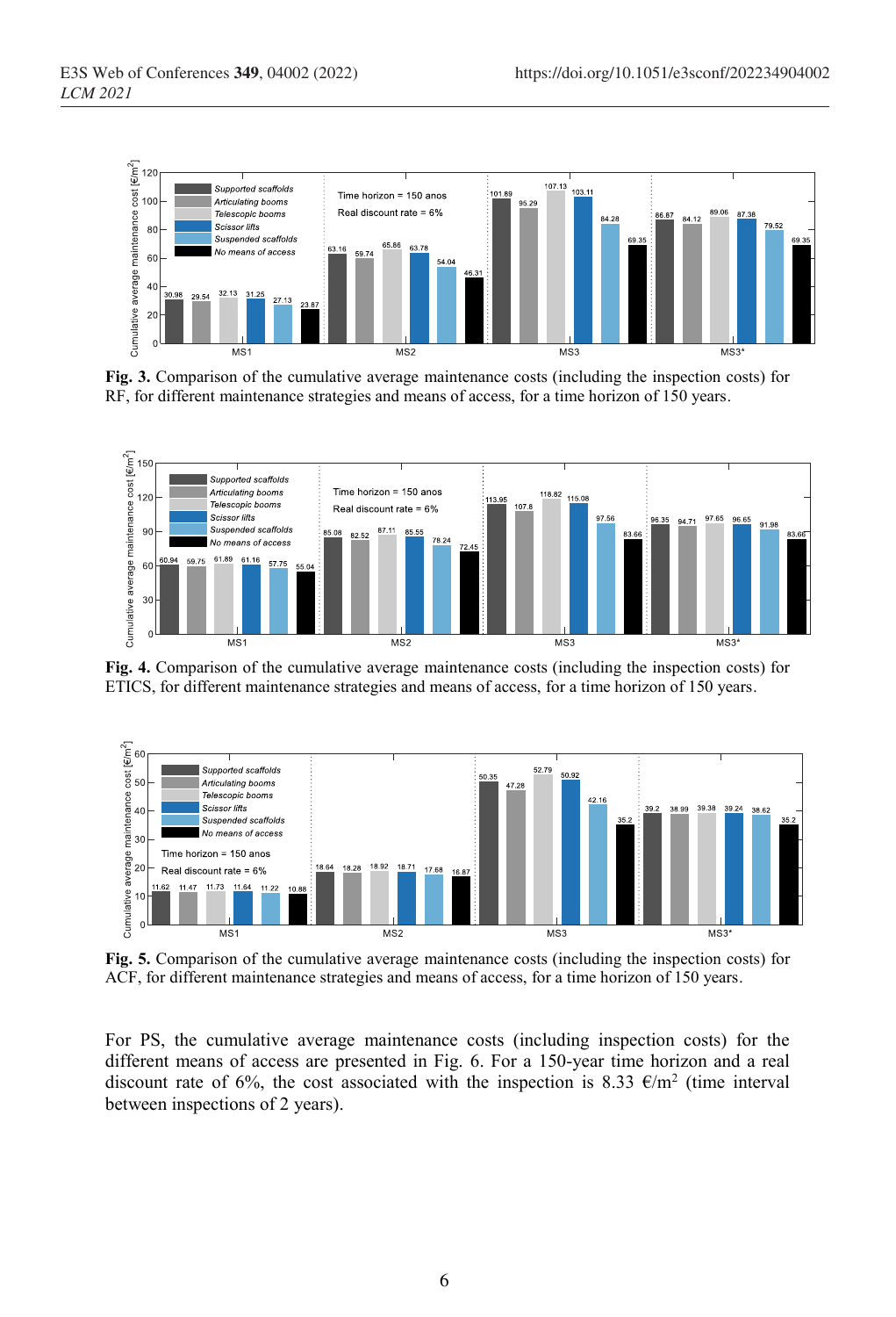**Fig. 3.** Comparison of the cumulative average maintenance costs (including the inspection costs) for RF, for different maintenance strategies and means of access, for a time horizon of 150 years.

**Fig. 4.** Comparison of the cumulative average maintenance costs (including the inspection costs) for ETICS, for different maintenance strategies and means of access, for a time horizon of 150 years.

**Fig. 5.** Comparison of the cumulative average maintenance costs (including the inspection costs) for ACF, for different maintenance strategies and means of access, for a time horizon of 150 years.

For PS, the cumulative average maintenance costs (including inspection costs) for the different means of access are presented in Fig. 6. For a 150-year time horizon and a real discount rate of 6%, the cost associated with the inspection is 8.33 €/m$^2$ (time interval between inspections of 2 years).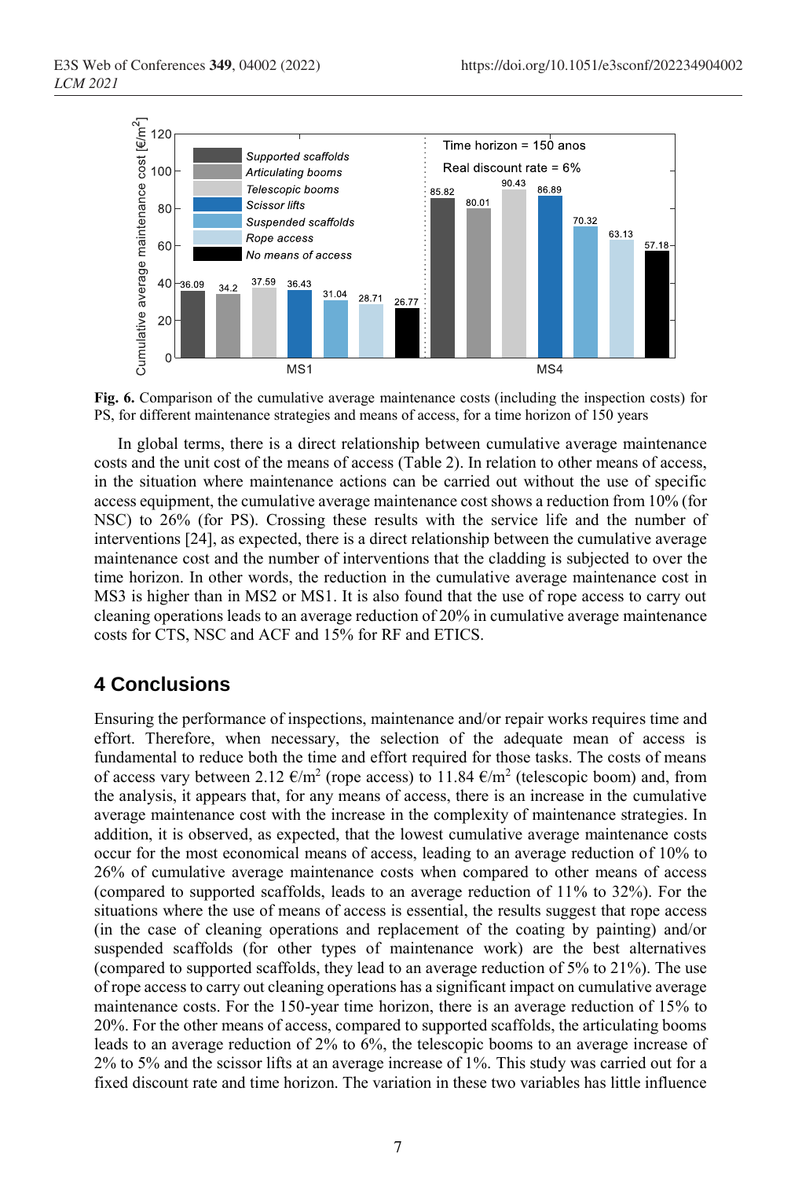**Fig. 6.** Comparison of the cumulative average maintenance costs (including the inspection costs) for PS, for different maintenance strategies and means of access, for a time horizon of 150 years

In global terms, there is a direct relationship between cumulative average maintenance costs and the unit cost of the means of access (Table 2). In relation to other means of access, in the situation where maintenance actions can be carried out without the use of specific access equipment, the cumulative average maintenance cost shows a reduction from 10% (for NSC) to 26% (for PS). Crossing these results with the service life and the number of interventions [24], as expected, there is a direct relationship between the cumulative average maintenance cost and the number of interventions that the cladding is subjected to over the time horizon. In other words, the reduction in the cumulative average maintenance cost in MS3 is higher than in MS2 or MS1. It is also found that the use of rope access to carry out cleaning operations leads to an average reduction of 20% in cumulative average maintenance costs for CTS, NSC and ACF and 15% for RF and ETICS.

## 4 Conclusions

Ensuring the performance of inspections, maintenance and/or repair works requires time and effort. Therefore, when necessary, the selection of the adequate mean of access is fundamental to reduce both the time and effort required for those tasks. The costs of means of access vary between 2.12 €/m$^2$ (rope access) to 11.84 €/m$^2$ (telescopic boom) and, from the analysis, it appears that, for any means of access, there is an increase in the cumulative average maintenance cost with the increase in the complexity of maintenance strategies. In addition, it is observed, as expected, that the lowest cumulative average maintenance costs occur for the most economical means of access, leading to an average reduction of 10% to 26% of cumulative average maintenance costs when compared to other means of access (compared to supported scaffolds, leads to an average reduction of 11% to 32%). For the situations where the use of means of access is essential, the results suggest that rope access (in the case of cleaning operations and replacement of the coating by painting) and/or suspended scaffolds (for other types of maintenance work) are the best alternatives (compared to supported scaffolds, they lead to an average reduction of 5% to 21%). The use of rope access to carry out cleaning operations has a significant impact on cumulative average maintenance costs. For the 150-year time horizon, there is an average reduction of 15% to 20%. For the other means of access, compared to supported scaffolds, the articulating booms leads to an average reduction of 2% to 6%, the telescopic booms to an average increase of 2% to 5% and the scissor lifts at an average increase of 1%. This study was carried out for a fixed discount rate and time horizon. The variation in these two variables has little influence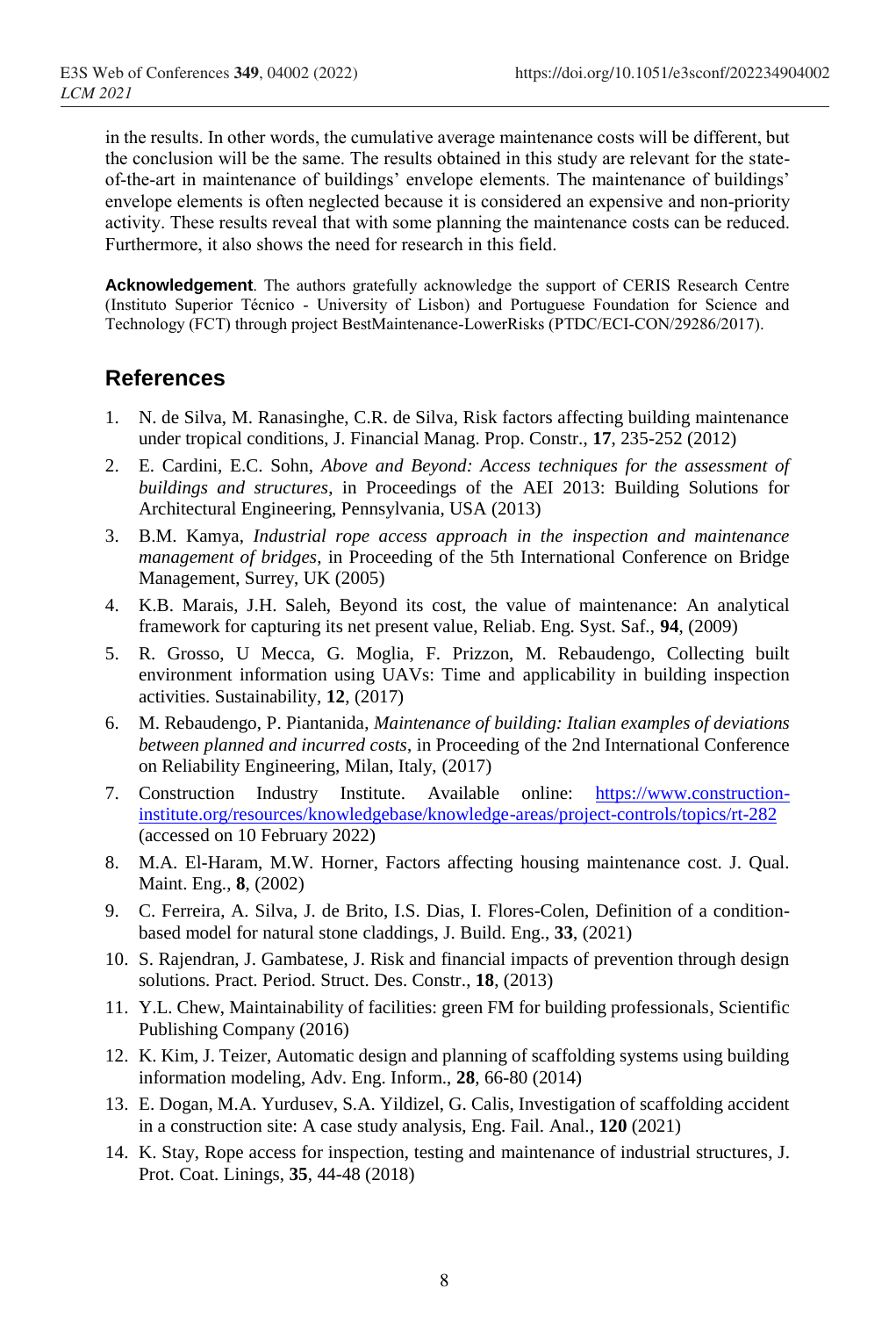in the results. In other words, the cumulative average maintenance costs will be different, but the conclusion will be the same. The results obtained in this study are relevant for the state-of-the-art in maintenance of buildings' envelope elements. The maintenance of buildings' envelope elements is often neglected because it is considered an expensive and non-priority activity. These results reveal that with some planning the maintenance costs can be reduced. Furthermore, it also shows the need for research in this field.

**Acknowledgement**. The authors gratefully acknowledge the support of CERIS Research Centre (Instituto Superior Técnico - University of Lisbon) and Portuguese Foundation for Science and Technology (FCT) through project BestMaintenance-LowerRisks (PTDC/ECI-CON/29286/2017).

## References

1. N. de Silva, M. Ranasinghe, C.R. de Silva, Risk factors affecting building maintenance under tropical conditions, J. Financial Manag. Prop. Constr., **17**, 235-252 (2012)
2. E. Cardini, E.C. Sohn, *Above and Beyond: Access techniques for the assessment of buildings and structures*, in Proceedings of the AEI 2013: Building Solutions for Architectural Engineering, Pennsylvania, USA (2013)
3. B.M. Kamya, *Industrial rope access approach in the inspection and maintenance management of bridges*, in Proceeding of the 5th International Conference on Bridge Management, Surrey, UK (2005)
4. K.B. Marais, J.H. Saleh, Beyond its cost, the value of maintenance: An analytical framework for capturing its net present value, Reliab. Eng. Syst. Saf., **94**, (2009)
5. R. Grosso, U Mecca, G. Moglia, F. Prizzon, M. Rebaudengo, Collecting built environment information using UAVs: Time and applicability in building inspection activities. Sustainability, **12**, (2017)
6. M. Rebaudengo, P. Piantanida, *Maintenance of building: Italian examples of deviations between planned and incurred costs*, in Proceeding of the 2nd International Conference on Reliability Engineering, Milan, Italy, (2017)
7. Construction Industry Institute. Available online: https://www.construction-institute.org/resources/knowledgebase/knowledge-areas/project-controls/topics/rt-282 (accessed on 10 February 2022)
8. M.A. El-Haram, M.W. Horner, Factors affecting housing maintenance cost. J. Qual. Maint. Eng., **8**, (2002)
9. C. Ferreira, A. Silva, J. de Brito, I.S. Dias, I. Flores-Colen, Definition of a condition-based model for natural stone claddings, J. Build. Eng., **33**, (2021)
10. S. Rajendran, J. Gambatese, J. Risk and financial impacts of prevention through design solutions. Pract. Period. Struct. Des. Constr., **18**, (2013)
11. Y.L. Chew, Maintainability of facilities: green FM for building professionals, Scientific Publishing Company (2016)
12. K. Kim, J. Teizer, Automatic design and planning of scaffolding systems using building information modeling, Adv. Eng. Inform., **28**, 66-80 (2014)
13. E. Dogan, M.A. Yurdusev, S.A. Yildizel, G. Calis, Investigation of scaffolding accident in a construction site: A case study analysis, Eng. Fail. Anal., **120** (2021)
14. K. Stay, Rope access for inspection, testing and maintenance of industrial structures, J. Prot. Coat. Linings, **35**, 44-48 (2018)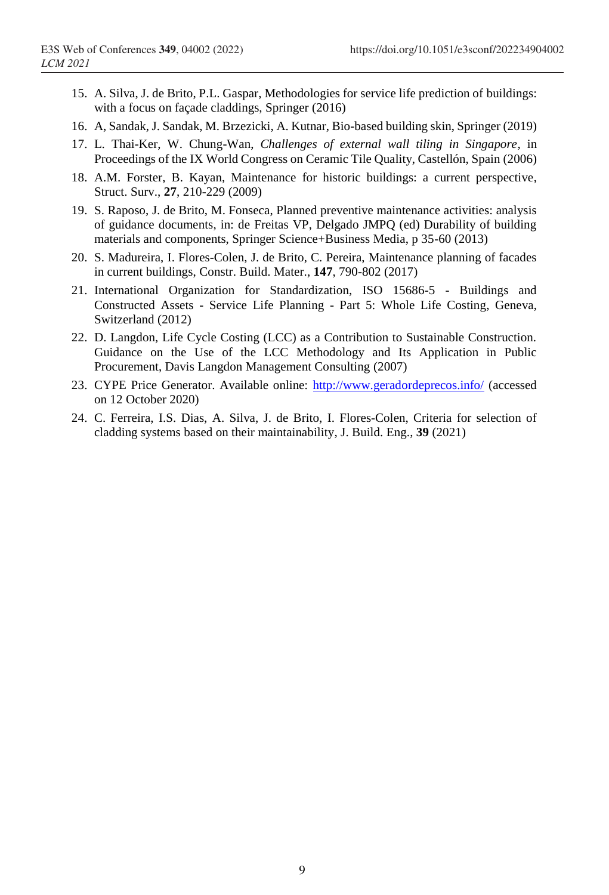15. A. Silva, J. de Brito, P.L. Gaspar, Methodologies for service life prediction of buildings: with a focus on façade claddings, Springer (2016)
16. A, Sandak, J. Sandak, M. Brzezicki, A. Kutnar, Bio-based building skin, Springer (2019)
17. L. Thai-Ker, W. Chung-Wan, *Challenges of external wall tiling in Singapore*, in Proceedings of the IX World Congress on Ceramic Tile Quality, Castellón, Spain (2006)
18. A.M. Forster, B. Kayan, Maintenance for historic buildings: a current perspective, Struct. Surv., **27**, 210-229 (2009)
19. S. Raposo, J. de Brito, M. Fonseca, Planned preventive maintenance activities: analysis of guidance documents, in: de Freitas VP, Delgado JMPQ (ed) Durability of building materials and components, Springer Science+Business Media, p 35-60 (2013)
20. S. Madureira, I. Flores-Colen, J. de Brito, C. Pereira, Maintenance planning of facades in current buildings, Constr. Build. Mater., **147**, 790-802 (2017)
21. International Organization for Standardization, ISO 15686-5 - Buildings and Constructed Assets - Service Life Planning - Part 5: Whole Life Costing, Geneva, Switzerland (2012)
22. D. Langdon, Life Cycle Costing (LCC) as a Contribution to Sustainable Construction. Guidance on the Use of the LCC Methodology and Its Application in Public Procurement, Davis Langdon Management Consulting (2007)
23. CYPE Price Generator. Available online: http://www.geradordeprecos.info/ (accessed on 12 October 2020)
24. C. Ferreira, I.S. Dias, A. Silva, J. de Brito, I. Flores-Colen, Criteria for selection of cladding systems based on their maintainability, J. Build. Eng., **39** (2021)